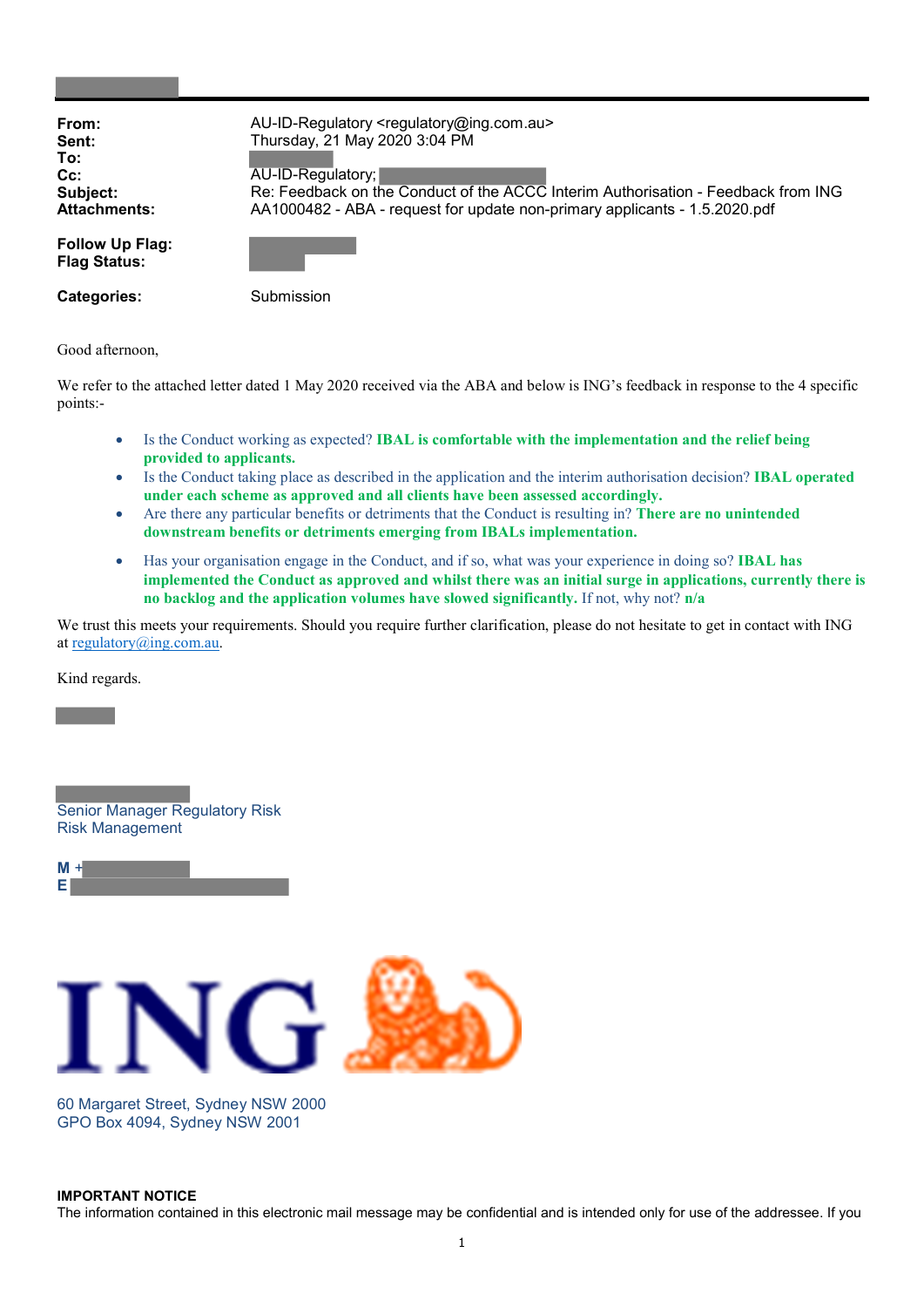| | |
|---|---|
| **From:** | AU-ID-Regulatory <regulatory@ing.com.au> |
| **Sent:** | Thursday, 21 May 2020 3:04 PM |
| **To:** | |
| **Cc:** | AU-ID-Regulatory; |
| **Subject:** | Re: Feedback on the Conduct of the ACCC Interim Authorisation - Feedback from ING |
| **Attachments:** | AA1000482 - ABA - request for update non-primary applicants - 1.5.2020.pdf |
| **Follow Up Flag:** | |
| **Flag Status:** | |
| **Categories:** | Submission |

Good afternoon,

We refer to the attached letter dated 1 May 2020 received via the ABA and below is ING's feedback in response to the 4 specific points:-

- Is the Conduct working as expected? **IBAL is comfortable with the implementation and the relief being provided to applicants.**
- Is the Conduct taking place as described in the application and the interim authorisation decision? **IBAL operated under each scheme as approved and all clients have been assessed accordingly.**
- Are there any particular benefits or detriments that the Conduct is resulting in? **There are no unintended downstream benefits or detriments emerging from IBALs implementation.**
- Has your organisation engage in the Conduct, and if so, what was your experience in doing so? **IBAL has implemented the Conduct as approved and whilst there was an initial surge in applications, currently there is no backlog and the application volumes have slowed significantly.** If not, why not? **n/a**

We trust this meets your requirements. Should you require further clarification, please do not hesitate to get in contact with ING at regulatory@ing.com.au.

Kind regards.

Senior Manager Regulatory Risk
Risk Management

**M** +
**E**

ING

60 Margaret Street, Sydney NSW 2000
GPO Box 4094, Sydney NSW 2001

**IMPORTANT NOTICE**
The information contained in this electronic mail message may be confidential and is intended only for use of the addressee. If you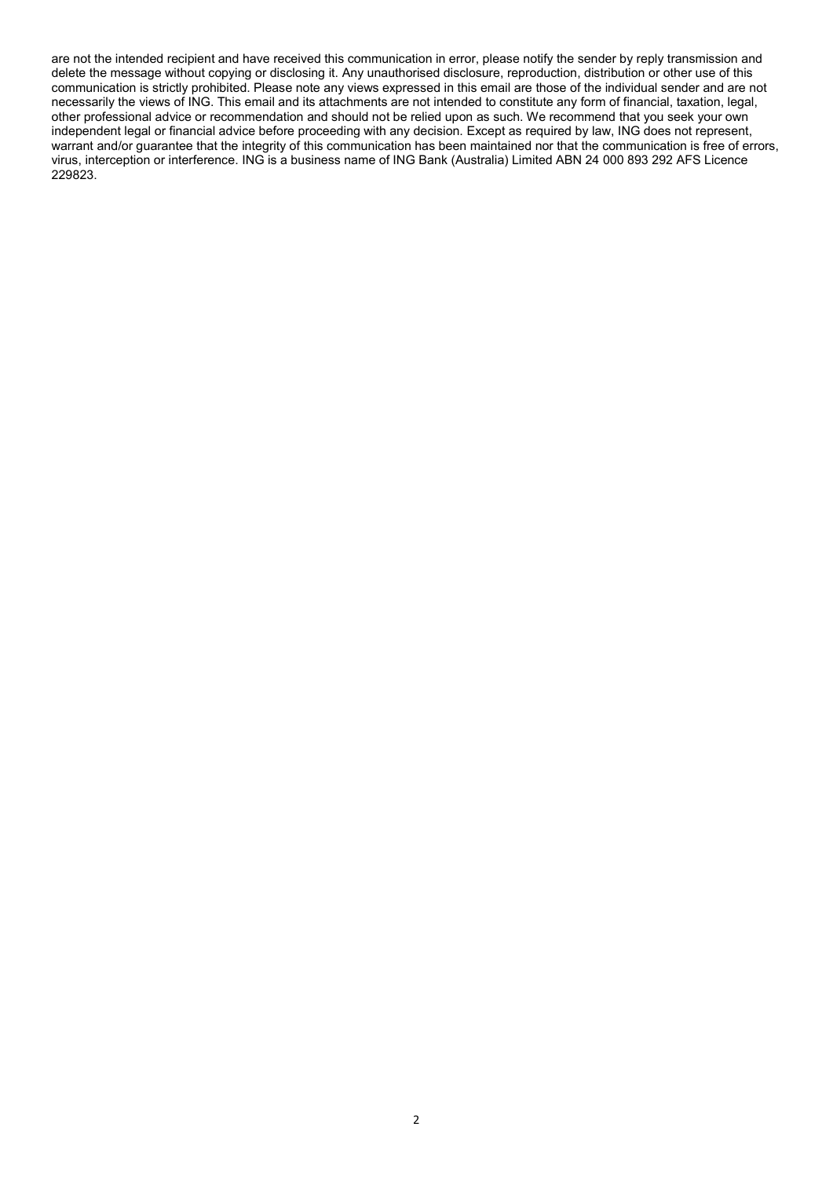are not the intended recipient and have received this communication in error, please notify the sender by reply transmission and delete the message without copying or disclosing it. Any unauthorised disclosure, reproduction, distribution or other use of this communication is strictly prohibited. Please note any views expressed in this email are those of the individual sender and are not necessarily the views of ING. This email and its attachments are not intended to constitute any form of financial, taxation, legal, other professional advice or recommendation and should not be relied upon as such. We recommend that you seek your own independent legal or financial advice before proceeding with any decision. Except as required by law, ING does not represent, warrant and/or guarantee that the integrity of this communication has been maintained nor that the communication is free of errors, virus, interception or interference. ING is a business name of ING Bank (Australia) Limited ABN 24 000 893 292 AFS Licence 229823.